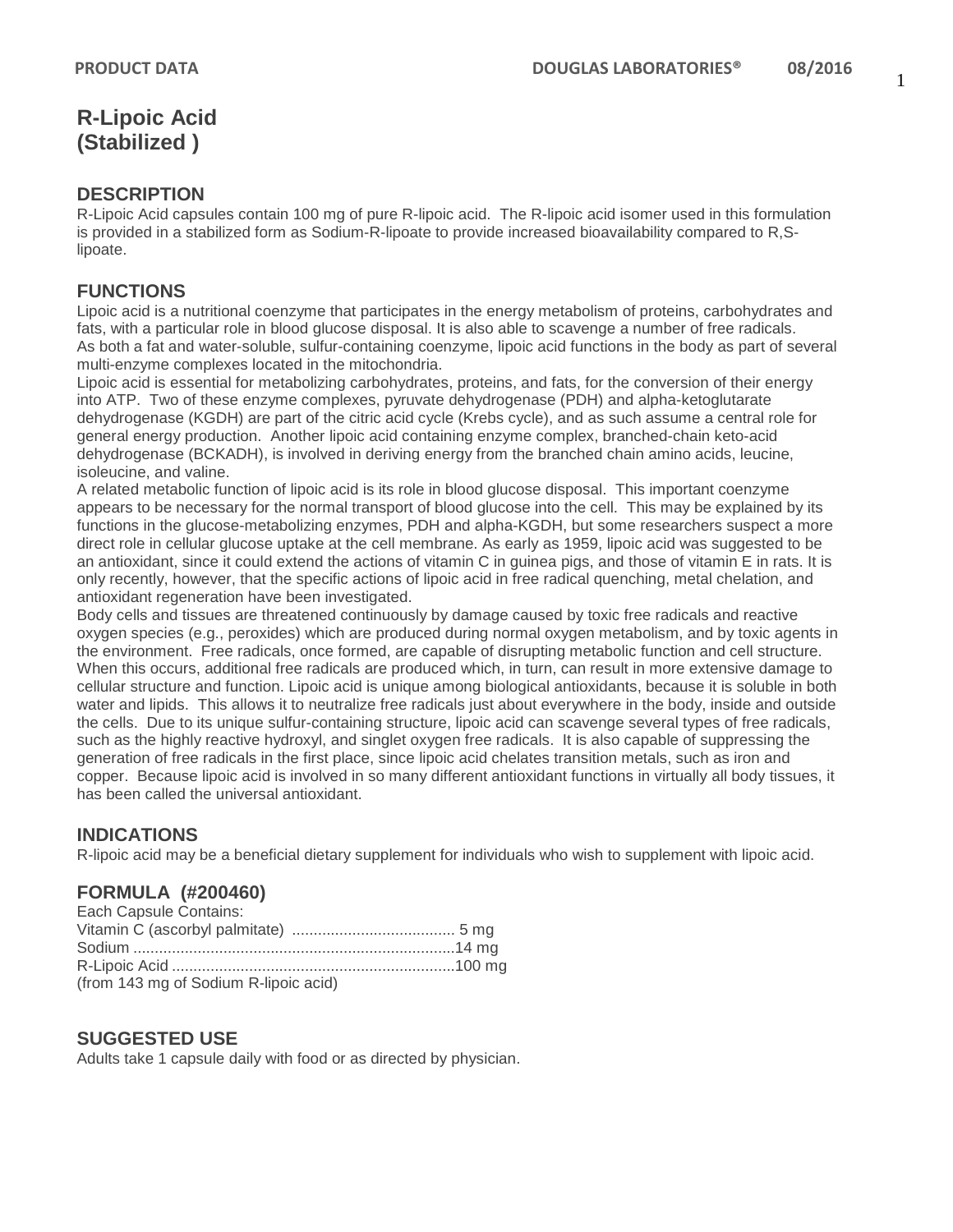# R-Lipoic Acid (Stabilized )

## DESCRIPTION

R-Lipoic Acid capsules contain 100 mg of pure R-lipoic acid. The R-lipoic acid isomer used in this formulation is provided in a stabilized form as Sodium-R-lipoate to provide increased bioavailability compared to R,S-lipoate.

## FUNCTIONS

Lipoic acid is a nutritional coenzyme that participates in the energy metabolism of proteins, carbohydrates and fats, with a particular role in blood glucose disposal. It is also able to scavenge a number of free radicals. As both a fat and water-soluble, sulfur-containing coenzyme, lipoic acid functions in the body as part of several multi-enzyme complexes located in the mitochondria.

Lipoic acid is essential for metabolizing carbohydrates, proteins, and fats, for the conversion of their energy into ATP. Two of these enzyme complexes, pyruvate dehydrogenase (PDH) and alpha-ketoglutarate dehydrogenase (KGDH) are part of the citric acid cycle (Krebs cycle), and as such assume a central role for general energy production. Another lipoic acid containing enzyme complex, branched-chain keto-acid dehydrogenase (BCKADH), is involved in deriving energy from the branched chain amino acids, leucine, isoleucine, and valine.

A related metabolic function of lipoic acid is its role in blood glucose disposal. This important coenzyme appears to be necessary for the normal transport of blood glucose into the cell. This may be explained by its functions in the glucose-metabolizing enzymes, PDH and alpha-KGDH, but some researchers suspect a more direct role in cellular glucose uptake at the cell membrane. As early as 1959, lipoic acid was suggested to be an antioxidant, since it could extend the actions of vitamin C in guinea pigs, and those of vitamin E in rats. It is only recently, however, that the specific actions of lipoic acid in free radical quenching, metal chelation, and antioxidant regeneration have been investigated.

Body cells and tissues are threatened continuously by damage caused by toxic free radicals and reactive oxygen species (e.g., peroxides) which are produced during normal oxygen metabolism, and by toxic agents in the environment. Free radicals, once formed, are capable of disrupting metabolic function and cell structure. When this occurs, additional free radicals are produced which, in turn, can result in more extensive damage to cellular structure and function. Lipoic acid is unique among biological antioxidants, because it is soluble in both water and lipids. This allows it to neutralize free radicals just about everywhere in the body, inside and outside the cells. Due to its unique sulfur-containing structure, lipoic acid can scavenge several types of free radicals, such as the highly reactive hydroxyl, and singlet oxygen free radicals. It is also capable of suppressing the generation of free radicals in the first place, since lipoic acid chelates transition metals, such as iron and copper. Because lipoic acid is involved in so many different antioxidant functions in virtually all body tissues, it has been called the universal antioxidant.

## INDICATIONS

R-lipoic acid may be a beneficial dietary supplement for individuals who wish to supplement with lipoic acid.

## FORMULA (#200460)

Each Capsule Contains:

Vitamin C (ascorbyl palmitate) ...................................... 5 mg
Sodium ...........................................................................14 mg
R-Lipoic Acid ..................................................................100 mg
(from 143 mg of Sodium R-lipoic acid)

## SUGGESTED USE

Adults take 1 capsule daily with food or as directed by physician.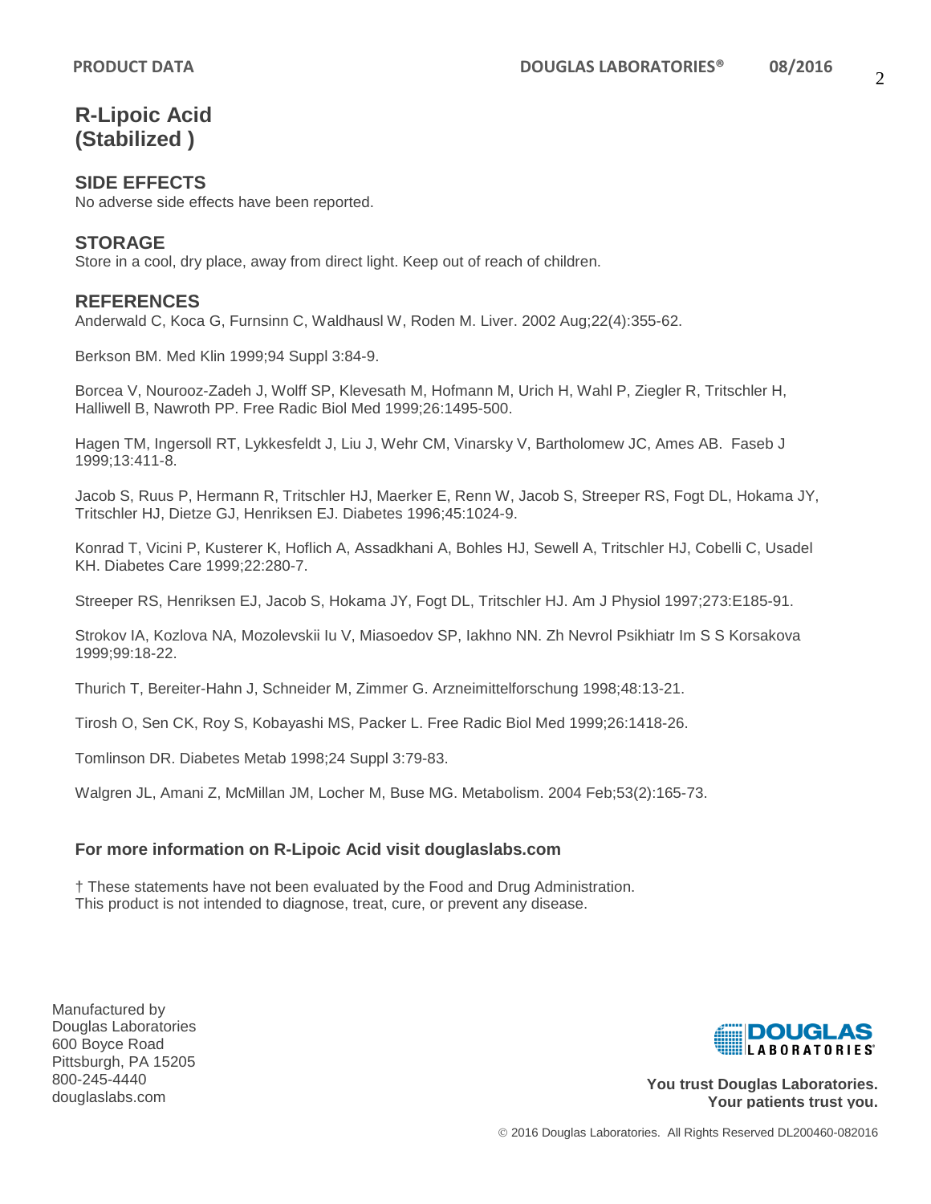# R-Lipoic Acid (Stabilized )

## SIDE EFFECTS

No adverse side effects have been reported.

## STORAGE

Store in a cool, dry place, away from direct light. Keep out of reach of children.

## REFERENCES

Anderwald C, Koca G, Furnsinn C, Waldhausl W, Roden M. Liver. 2002 Aug;22(4):355-62.

Berkson BM. Med Klin 1999;94 Suppl 3:84-9.

Borcea V, Nourooz-Zadeh J, Wolff SP, Klevesath M, Hofmann M, Urich H, Wahl P, Ziegler R, Tritschler H, Halliwell B, Nawroth PP. Free Radic Biol Med 1999;26:1495-500.

Hagen TM, Ingersoll RT, Lykkesfeldt J, Liu J, Wehr CM, Vinarsky V, Bartholomew JC, Ames AB. Faseb J 1999;13:411-8.

Jacob S, Ruus P, Hermann R, Tritschler HJ, Maerker E, Renn W, Jacob S, Streeper RS, Fogt DL, Hokama JY, Tritschler HJ, Dietze GJ, Henriksen EJ. Diabetes 1996;45:1024-9.

Konrad T, Vicini P, Kusterer K, Hoflich A, Assadkhani A, Bohles HJ, Sewell A, Tritschler HJ, Cobelli C, Usadel KH. Diabetes Care 1999;22:280-7.

Streeper RS, Henriksen EJ, Jacob S, Hokama JY, Fogt DL, Tritschler HJ. Am J Physiol 1997;273:E185-91.

Strokov IA, Kozlova NA, Mozolevskii Iu V, Miasoedov SP, Iakhno NN. Zh Nevrol Psikhiatr Im S S Korsakova 1999;99:18-22.

Thurich T, Bereiter-Hahn J, Schneider M, Zimmer G. Arzneimittelforschung 1998;48:13-21.

Tirosh O, Sen CK, Roy S, Kobayashi MS, Packer L. Free Radic Biol Med 1999;26:1418-26.

Tomlinson DR. Diabetes Metab 1998;24 Suppl 3:79-83.

Walgren JL, Amani Z, McMillan JM, Locher M, Buse MG. Metabolism. 2004 Feb;53(2):165-73.

**For more information on R-Lipoic Acid visit douglaslabs.com**

† These statements have not been evaluated by the Food and Drug Administration.
This product is not intended to diagnose, treat, cure, or prevent any disease.

Manufactured by
Douglas Laboratories
600 Boyce Road
Pittsburgh, PA 15205
800-245-4440
douglaslabs.com

DOUGLAS LABORATORIES®

**You trust Douglas Laboratories.**
**Your patients trust you.**

© 2016 Douglas Laboratories. All Rights Reserved DL200460-082016